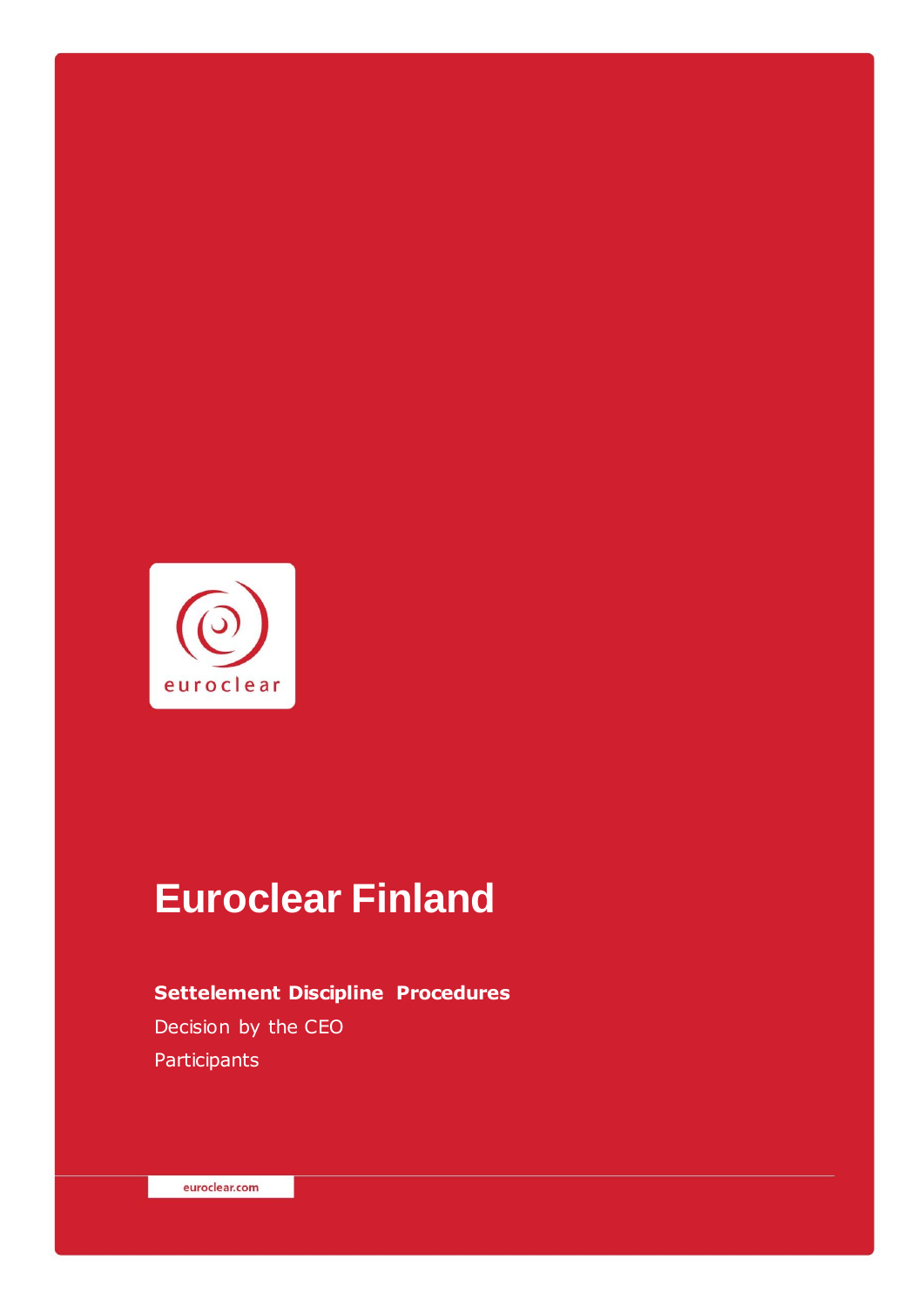# Euroclear Finland

**Settelement Discipline Procedures**

Decision by the CEO

Participants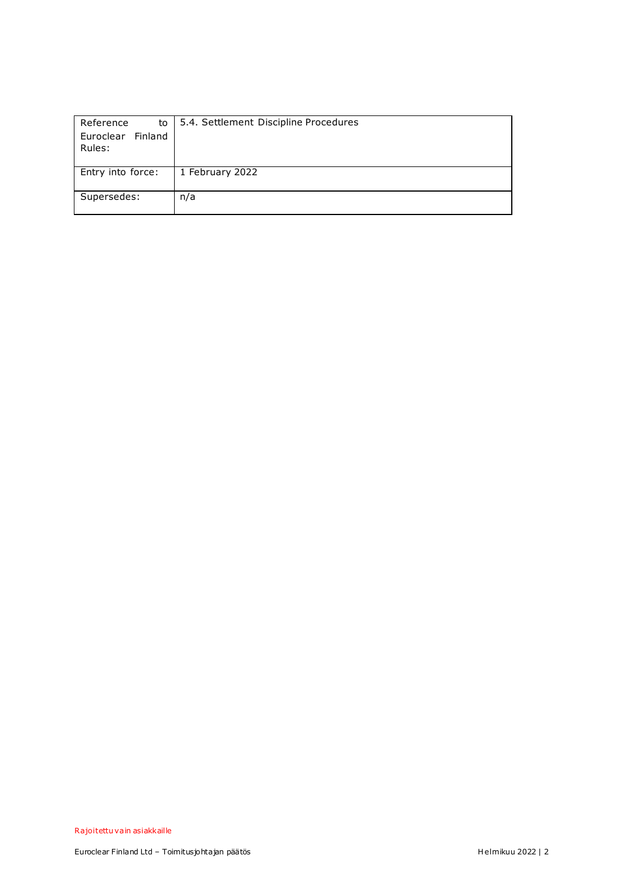| Reference to Euroclear Finland Rules: | 5.4. Settlement Discipline Procedures |
|---|---|
| Entry into force: | 1 February 2022 |
| Supersedes: | n/a |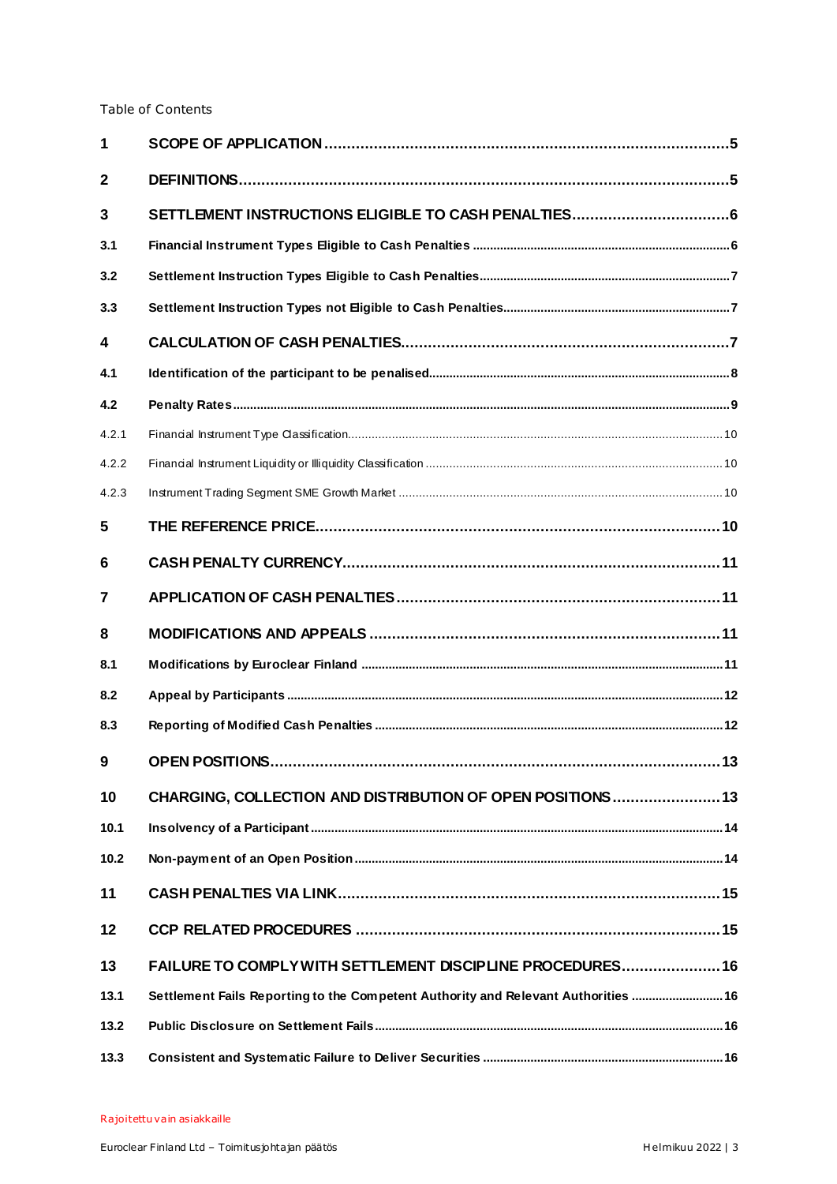Table of Contents

| | | |
|---|---|---|
| **1** | **SCOPE OF APPLICATION** | **5** |
| **2** | **DEFINITIONS** | **5** |
| **3** | **SETTLEMENT INSTRUCTIONS ELIGIBLE TO CASH PENALTIES** | **6** |
| **3.1** | **Financial Instrument Types Eligible to Cash Penalties** | **6** |
| **3.2** | **Settlement Instruction Types Eligible to Cash Penalties** | **7** |
| **3.3** | **Settlement Instruction Types not Eligible to Cash Penalties** | **7** |
| **4** | **CALCULATION OF CASH PENALTIES** | **7** |
| **4.1** | **Identification of the participant to be penalised** | **8** |
| **4.2** | **Penalty Rates** | **9** |
| 4.2.1 | Financial Instrument Type Classification | 10 |
| 4.2.2 | Financial Instrument Liquidity or Illiquidity Classification | 10 |
| 4.2.3 | Instrument Trading Segment SME Growth Market | 10 |
| **5** | **THE REFERENCE PRICE** | **10** |
| **6** | **CASH PENALTY CURRENCY** | **11** |
| **7** | **APPLICATION OF CASH PENALTIES** | **11** |
| **8** | **MODIFICATIONS AND APPEALS** | **11** |
| **8.1** | **Modifications by Euroclear Finland** | **11** |
| **8.2** | **Appeal by Participants** | **12** |
| **8.3** | **Reporting of Modified Cash Penalties** | **12** |
| **9** | **OPEN POSITIONS** | **13** |
| **10** | **CHARGING, COLLECTION AND DISTRIBUTION OF OPEN POSITIONS** | **13** |
| **10.1** | **Insolvency of a Participant** | **14** |
| **10.2** | **Non-payment of an Open Position** | **14** |
| **11** | **CASH PENALTIES VIA LINK** | **15** |
| **12** | **CCP RELATED PROCEDURES** | **15** |
| **13** | **FAILURE TO COMPLY WITH SETTLEMENT DISCIPLINE PROCEDURES** | **16** |
| **13.1** | **Settlement Fails Reporting to the Competent Authority and Relevant Authorities** | **16** |
| **13.2** | **Public Disclosure on Settlement Fails** | **16** |
| **13.3** | **Consistent and Systematic Failure to Deliver Securities** | **16** |

Rajoitettu vain asiakkaille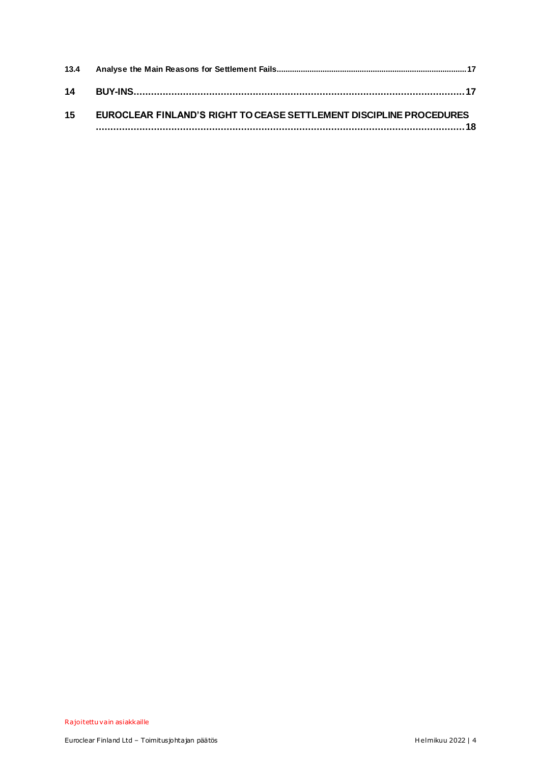13.4 Analyse the Main Reasons for Settlement Fails .......................................................................................... 17

14 BUY-INS ............................................................................................................ 17

15 EUROCLEAR FINLAND'S RIGHT TO CEASE SETTLEMENT DISCIPLINE PROCEDURES ........................................................................................................................ 18

Rajoitettu vain asiakkaille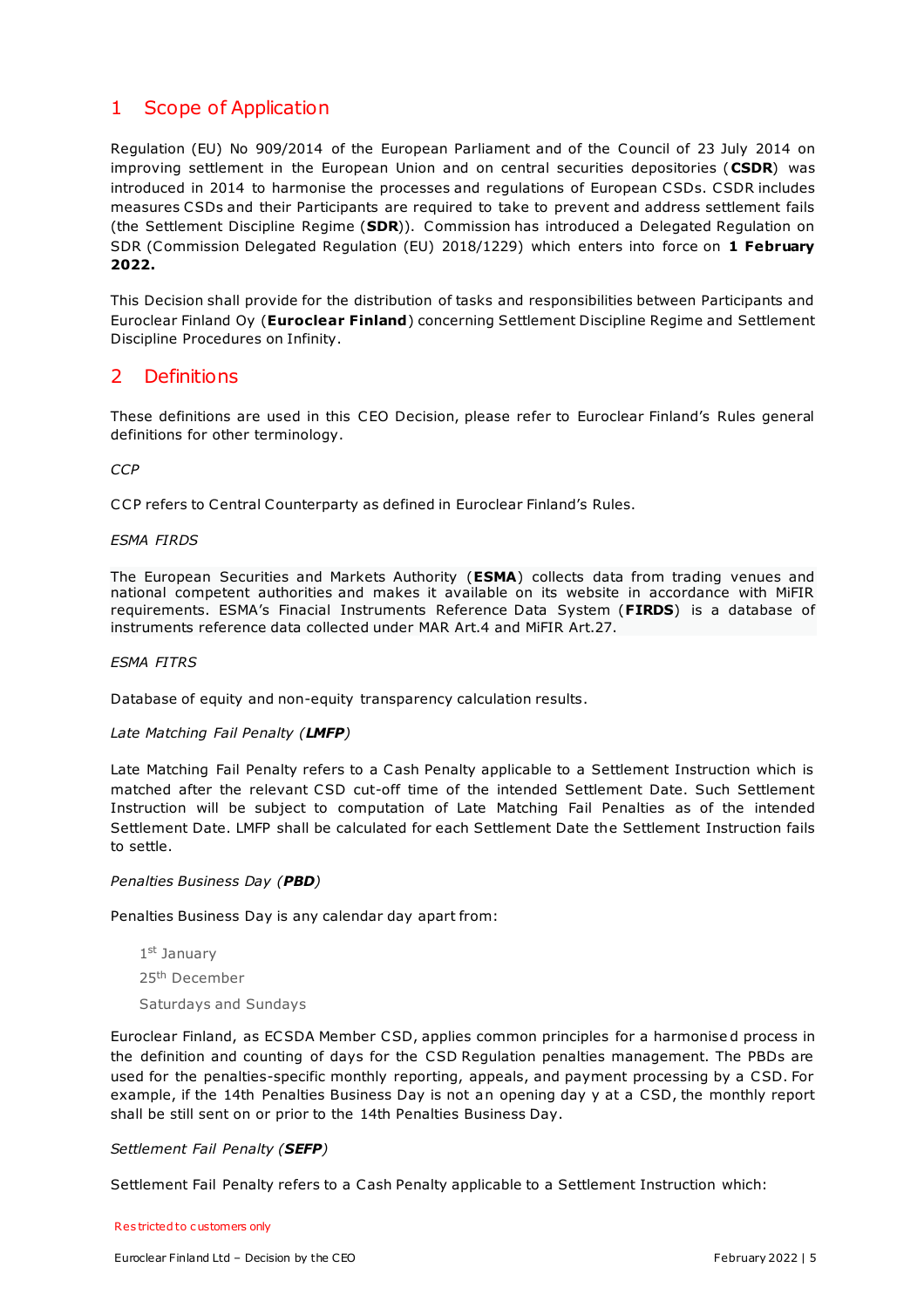# 1 Scope of Application

Regulation (EU) No 909/2014 of the European Parliament and of the Council of 23 July 2014 on improving settlement in the European Union and on central securities depositories (**CSDR**) was introduced in 2014 to harmonise the processes and regulations of European CSDs. CSDR includes measures CSDs and their Participants are required to take to prevent and address settlement fails (the Settlement Discipline Regime (**SDR**)). Commission has introduced a Delegated Regulation on SDR (Commission Delegated Regulation (EU) 2018/1229) which enters into force on **1 February 2022.**

This Decision shall provide for the distribution of tasks and responsibilities between Participants and Euroclear Finland Oy (**Euroclear Finland**) concerning Settlement Discipline Regime and Settlement Discipline Procedures on Infinity.

# 2 Definitions

These definitions are used in this CEO Decision, please refer to Euroclear Finland's Rules general definitions for other terminology.

*CCP*

CCP refers to Central Counterparty as defined in Euroclear Finland's Rules.

*ESMA FIRDS*

The European Securities and Markets Authority (**ESMA**) collects data from trading venues and national competent authorities and makes it available on its website in accordance with MiFIR requirements. ESMA's Finacial Instruments Reference Data System (**FIRDS**) is a database of instruments reference data collected under MAR Art.4 and MiFIR Art.27.

*ESMA FITRS*

Database of equity and non-equity transparency calculation results.

*Late Matching Fail Penalty (**LMFP**)*

Late Matching Fail Penalty refers to a Cash Penalty applicable to a Settlement Instruction which is matched after the relevant CSD cut-off time of the intended Settlement Date. Such Settlement Instruction will be subject to computation of Late Matching Fail Penalties as of the intended Settlement Date. LMFP shall be calculated for each Settlement Date the Settlement Instruction fails to settle.

*Penalties Business Day (**PBD**)*

Penalties Business Day is any calendar day apart from:

- 1st January
- 25th December
- Saturdays and Sundays

Euroclear Finland, as ECSDA Member CSD, applies common principles for a harmonised process in the definition and counting of days for the CSD Regulation penalties management. The PBDs are used for the penalties-specific monthly reporting, appeals, and payment processing by a CSD. For example, if the 14th Penalties Business Day is not an opening day y at a CSD, the monthly report shall be still sent on or prior to the 14th Penalties Business Day.

*Settlement Fail Penalty (**SEFP**)*

Settlement Fail Penalty refers to a Cash Penalty applicable to a Settlement Instruction which: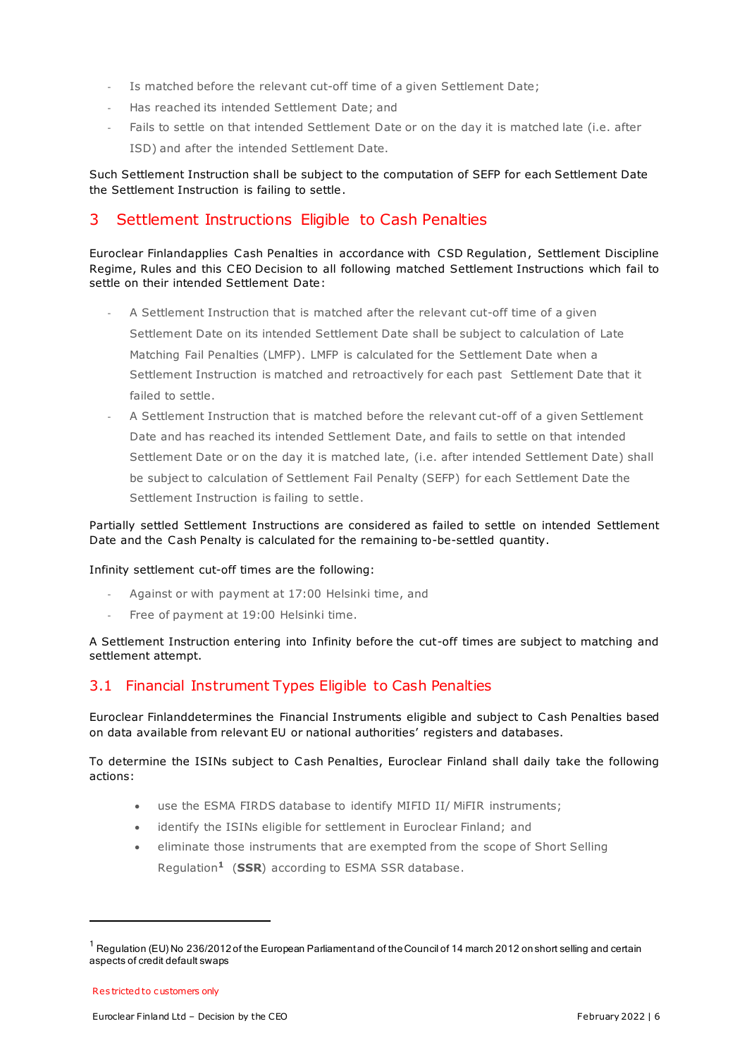- Is matched before the relevant cut-off time of a given Settlement Date;
- Has reached its intended Settlement Date; and
- Fails to settle on that intended Settlement Date or on the day it is matched late (i.e. after ISD) and after the intended Settlement Date.

Such Settlement Instruction shall be subject to the computation of SEFP for each Settlement Date the Settlement Instruction is failing to settle.

## 3 Settlement Instructions Eligible to Cash Penalties

Euroclear Finlandapplies Cash Penalties in accordance with CSD Regulation, Settlement Discipline Regime, Rules and this CEO Decision to all following matched Settlement Instructions which fail to settle on their intended Settlement Date:

- A Settlement Instruction that is matched after the relevant cut-off time of a given Settlement Date on its intended Settlement Date shall be subject to calculation of Late Matching Fail Penalties (LMFP). LMFP is calculated for the Settlement Date when a Settlement Instruction is matched and retroactively for each past Settlement Date that it failed to settle.
- A Settlement Instruction that is matched before the relevant cut-off of a given Settlement Date and has reached its intended Settlement Date, and fails to settle on that intended Settlement Date or on the day it is matched late, (i.e. after intended Settlement Date) shall be subject to calculation of Settlement Fail Penalty (SEFP) for each Settlement Date the Settlement Instruction is failing to settle.

Partially settled Settlement Instructions are considered as failed to settle on intended Settlement Date and the Cash Penalty is calculated for the remaining to-be-settled quantity.

Infinity settlement cut-off times are the following:

- Against or with payment at 17:00 Helsinki time, and
- Free of payment at 19:00 Helsinki time.

A Settlement Instruction entering into Infinity before the cut-off times are subject to matching and settlement attempt.

### 3.1 Financial Instrument Types Eligible to Cash Penalties

Euroclear Finlanddetermines the Financial Instruments eligible and subject to Cash Penalties based on data available from relevant EU or national authorities' registers and databases.

To determine the ISINs subject to Cash Penalties, Euroclear Finland shall daily take the following actions:

- use the ESMA FIRDS database to identify MIFID II/ MiFIR instruments;
- identify the ISINs eligible for settlement in Euroclear Finland; and
- eliminate those instruments that are exempted from the scope of Short Selling Regulation[1] (**SSR**) according to ESMA SSR database.

---

[1] Regulation (EU) No 236/2012 of the European Parliament and of the Council of 14 march 2012 on short selling and certain aspects of credit default swaps

Restricted to customers only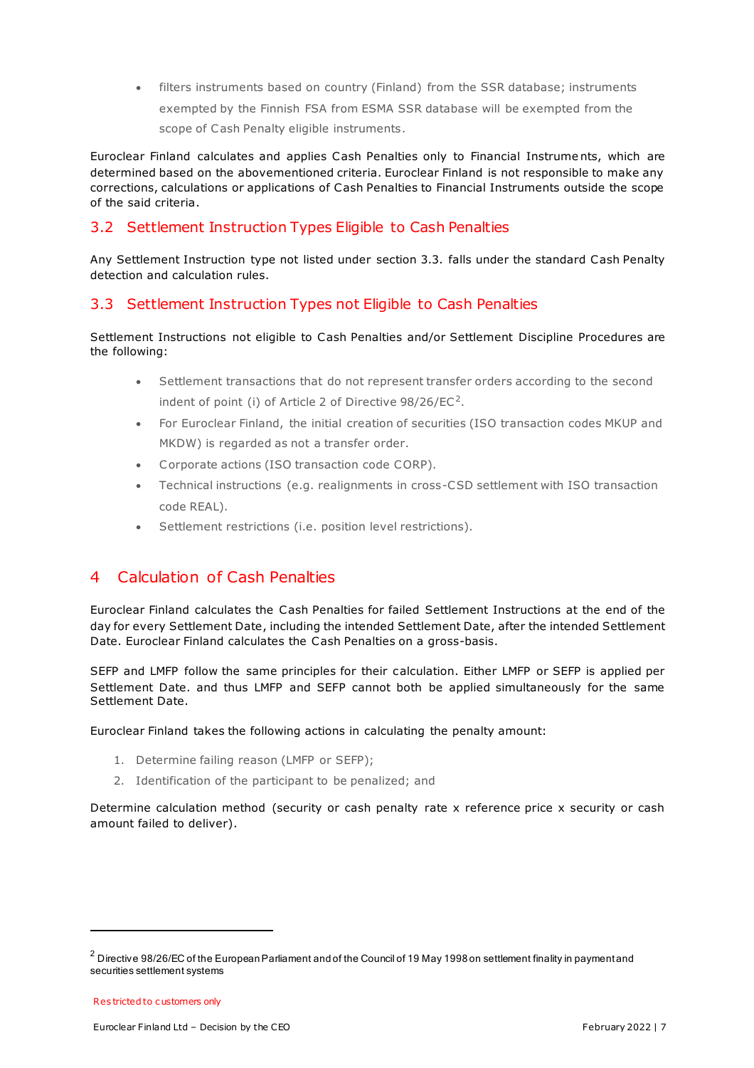- filters instruments based on country (Finland) from the SSR database; instruments exempted by the Finnish FSA from ESMA SSR database will be exempted from the scope of Cash Penalty eligible instruments.

Euroclear Finland calculates and applies Cash Penalties only to Financial Instruments, which are determined based on the abovementioned criteria. Euroclear Finland is not responsible to make any corrections, calculations or applications of Cash Penalties to Financial Instruments outside the scope of the said criteria.

## 3.2 Settlement Instruction Types Eligible to Cash Penalties

Any Settlement Instruction type not listed under section 3.3. falls under the standard Cash Penalty detection and calculation rules.

## 3.3 Settlement Instruction Types not Eligible to Cash Penalties

Settlement Instructions not eligible to Cash Penalties and/or Settlement Discipline Procedures are the following:

- Settlement transactions that do not represent transfer orders according to the second indent of point (i) of Article 2 of Directive 98/26/EC[2].
- For Euroclear Finland, the initial creation of securities (ISO transaction codes MKUP and MKDW) is regarded as not a transfer order.
- Corporate actions (ISO transaction code CORP).
- Technical instructions (e.g. realignments in cross-CSD settlement with ISO transaction code REAL).
- Settlement restrictions (i.e. position level restrictions).

# 4 Calculation of Cash Penalties

Euroclear Finland calculates the Cash Penalties for failed Settlement Instructions at the end of the day for every Settlement Date, including the intended Settlement Date, after the intended Settlement Date. Euroclear Finland calculates the Cash Penalties on a gross-basis.

SEFP and LMFP follow the same principles for their calculation. Either LMFP or SEFP is applied per Settlement Date. and thus LMFP and SEFP cannot both be applied simultaneously for the same Settlement Date.

Euroclear Finland takes the following actions in calculating the penalty amount:

1. Determine failing reason (LMFP or SEFP);
2. Identification of the participant to be penalized; and

Determine calculation method (security or cash penalty rate x reference price x security or cash amount failed to deliver).

[2] Directive 98/26/EC of the European Parliament and of the Council of 19 May 1998 on settlement finality in payment and securities settlement systems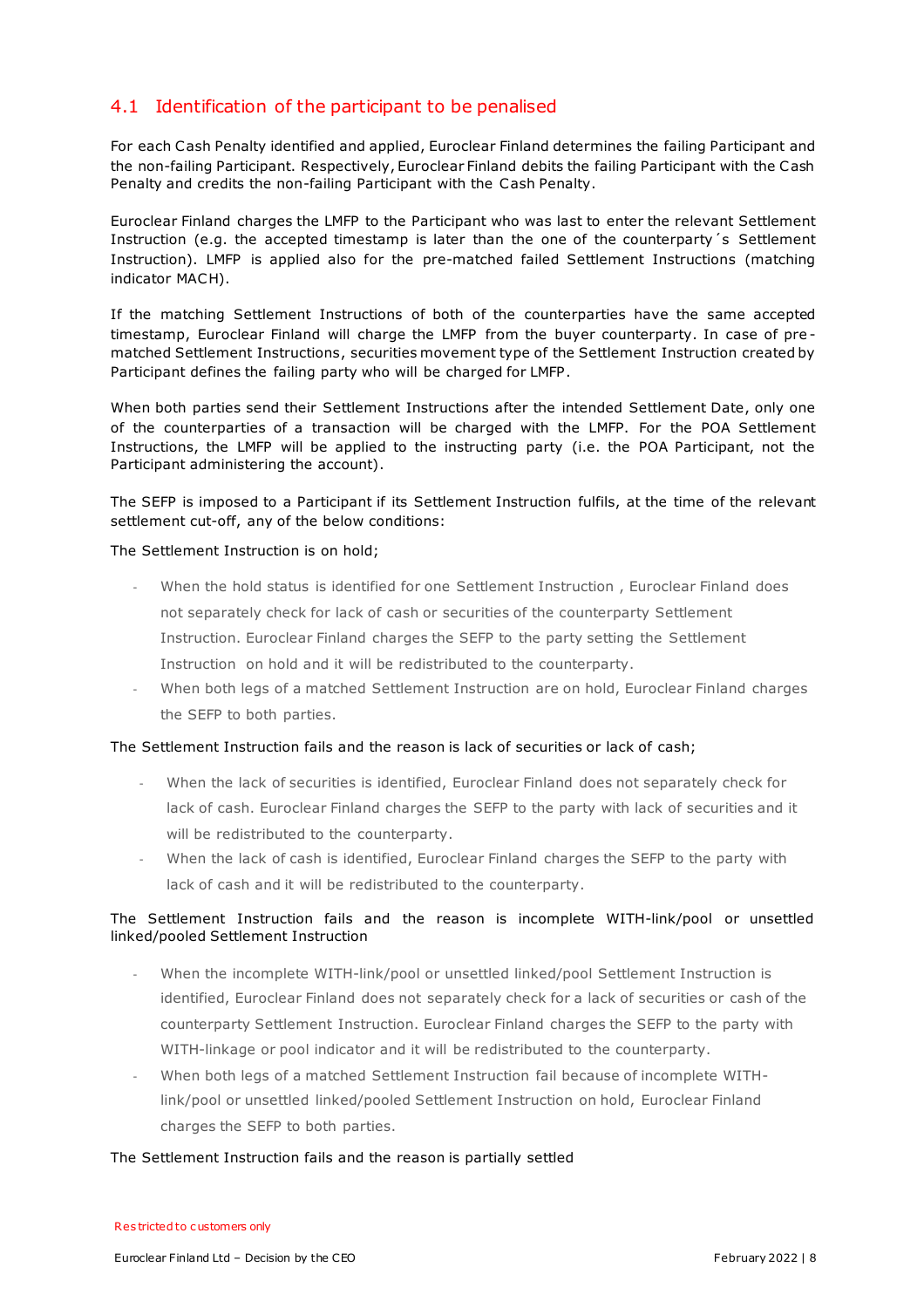## 4.1 Identification of the participant to be penalised

For each Cash Penalty identified and applied, Euroclear Finland determines the failing Participant and the non-failing Participant. Respectively, Euroclear Finland debits the failing Participant with the Cash Penalty and credits the non-failing Participant with the Cash Penalty.

Euroclear Finland charges the LMFP to the Participant who was last to enter the relevant Settlement Instruction (e.g. the accepted timestamp is later than the one of the counterparty´s Settlement Instruction). LMFP is applied also for the pre-matched failed Settlement Instructions (matching indicator MACH).

If the matching Settlement Instructions of both of the counterparties have the same accepted timestamp, Euroclear Finland will charge the LMFP from the buyer counterparty. In case of pre-matched Settlement Instructions, securities movement type of the Settlement Instruction created by Participant defines the failing party who will be charged for LMFP.

When both parties send their Settlement Instructions after the intended Settlement Date, only one of the counterparties of a transaction will be charged with the LMFP. For the POA Settlement Instructions, the LMFP will be applied to the instructing party (i.e. the POA Participant, not the Participant administering the account).

The SEFP is imposed to a Participant if its Settlement Instruction fulfils, at the time of the relevant settlement cut-off, any of the below conditions:

The Settlement Instruction is on hold;

- When the hold status is identified for one Settlement Instruction , Euroclear Finland does not separately check for lack of cash or securities of the counterparty Settlement Instruction. Euroclear Finland charges the SEFP to the party setting the Settlement Instruction on hold and it will be redistributed to the counterparty.
- When both legs of a matched Settlement Instruction are on hold, Euroclear Finland charges the SEFP to both parties.

The Settlement Instruction fails and the reason is lack of securities or lack of cash;

- When the lack of securities is identified, Euroclear Finland does not separately check for lack of cash. Euroclear Finland charges the SEFP to the party with lack of securities and it will be redistributed to the counterparty.
- When the lack of cash is identified, Euroclear Finland charges the SEFP to the party with lack of cash and it will be redistributed to the counterparty.

The Settlement Instruction fails and the reason is incomplete WITH-link/pool or unsettled linked/pooled Settlement Instruction

- When the incomplete WITH-link/pool or unsettled linked/pool Settlement Instruction is identified, Euroclear Finland does not separately check for a lack of securities or cash of the counterparty Settlement Instruction. Euroclear Finland charges the SEFP to the party with WITH-linkage or pool indicator and it will be redistributed to the counterparty.
- When both legs of a matched Settlement Instruction fail because of incomplete WITH-link/pool or unsettled linked/pooled Settlement Instruction on hold, Euroclear Finland charges the SEFP to both parties.

The Settlement Instruction fails and the reason is partially settled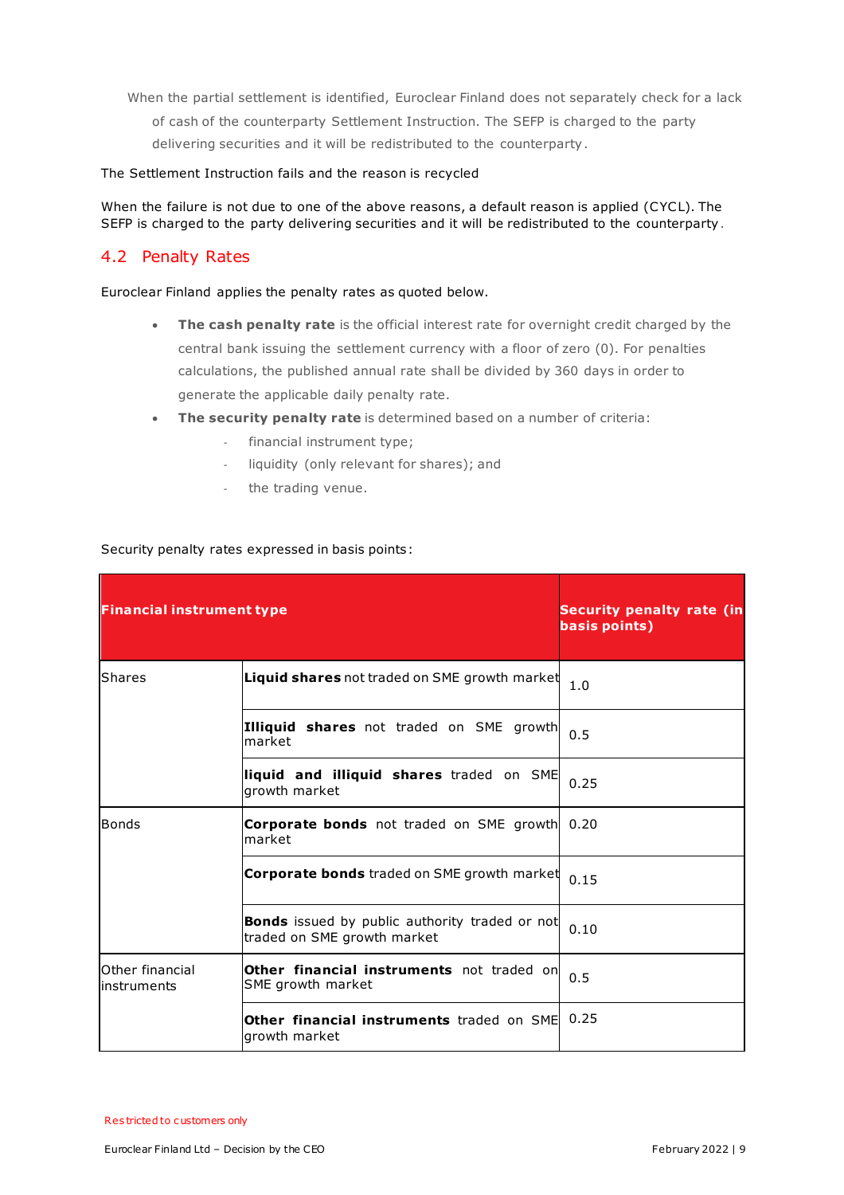When the partial settlement is identified, Euroclear Finland does not separately check for a lack of cash of the counterparty Settlement Instruction. The SEFP is charged to the party delivering securities and it will be redistributed to the counterparty.

The Settlement Instruction fails and the reason is recycled

When the failure is not due to one of the above reasons, a default reason is applied (CYCL). The SEFP is charged to the party delivering securities and it will be redistributed to the counterparty.

## 4.2 Penalty Rates

Euroclear Finland applies the penalty rates as quoted below.

- **The cash penalty rate** is the official interest rate for overnight credit charged by the central bank issuing the settlement currency with a floor of zero (0). For penalties calculations, the published annual rate shall be divided by 360 days in order to generate the applicable daily penalty rate.
- **The security penalty rate** is determined based on a number of criteria:
  - financial instrument type;
  - liquidity (only relevant for shares); and
  - the trading venue.

Security penalty rates expressed in basis points:

| **Financial instrument type** | | **Security penalty rate (in basis points)** |
|---|---|---|
| Shares | **Liquid shares** not traded on SME growth market | 1.0 |
| | **Illiquid shares** not traded on SME growth market | 0.5 |
| | **liquid and illiquid shares** traded on SME growth market | 0.25 |
| Bonds | **Corporate bonds** not traded on SME growth market | 0.20 |
| | **Corporate bonds** traded on SME growth market | 0.15 |
| | **Bonds** issued by public authority traded or not traded on SME growth market | 0.10 |
| Other financial instruments | **Other financial instruments** not traded on SME growth market | 0.5 |
| | **Other financial instruments** traded on SME growth market | 0.25 |

Restricted to customers only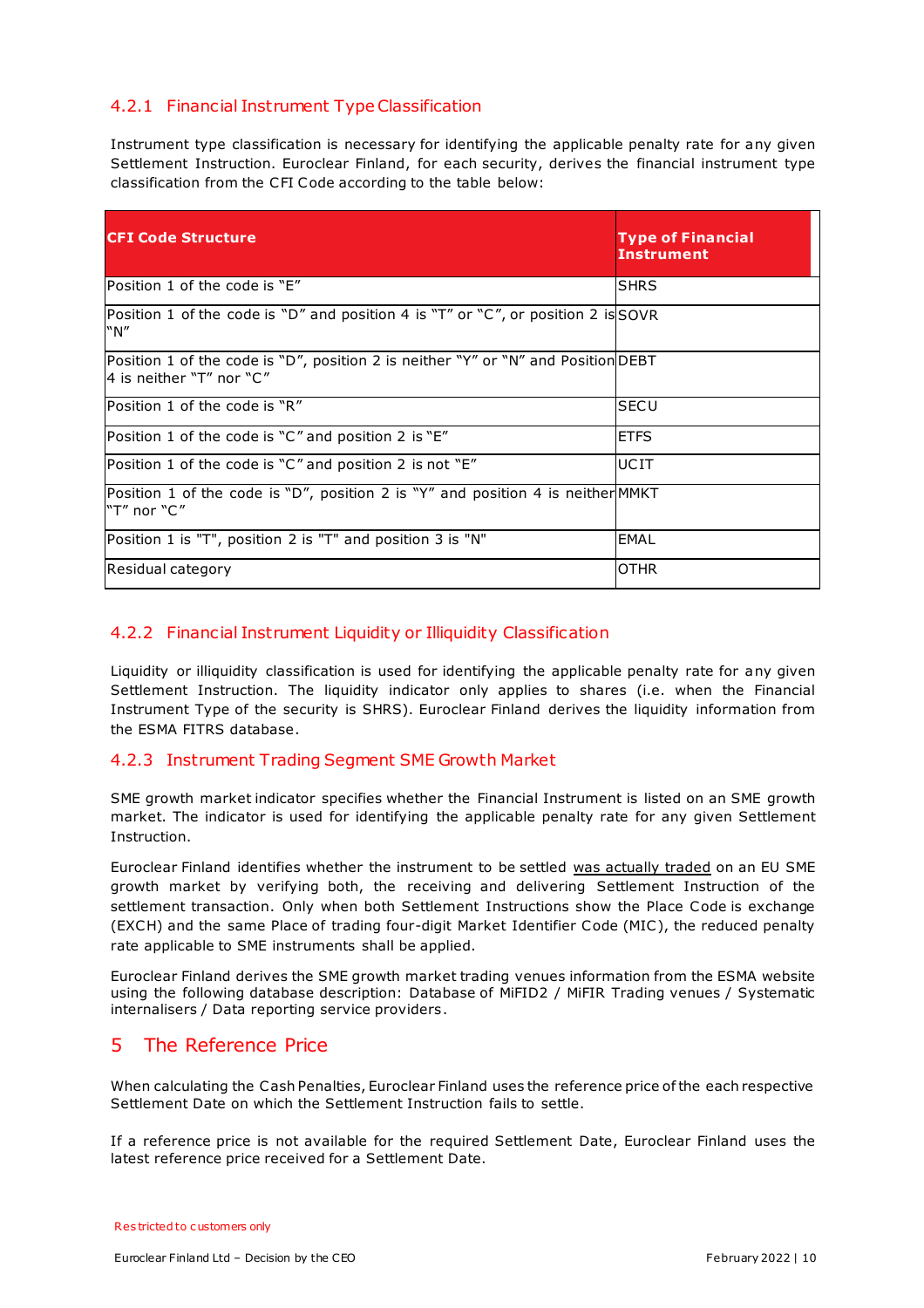### 4.2.1 Financial Instrument Type Classification

Instrument type classification is necessary for identifying the applicable penalty rate for any given Settlement Instruction. Euroclear Finland, for each security, derives the financial instrument type classification from the CFI Code according to the table below:

| CFI Code Structure | Type of Financial Instrument |
|---|---|
| Position 1 of the code is "E" | SHRS |
| Position 1 of the code is "D" and position 4 is "T" or "C", or position 2 is "N" | SOVR |
| Position 1 of the code is "D", position 2 is neither "Y" or "N" and Position 4 is neither "T" nor "C" | DEBT |
| Position 1 of the code is "R" | SECU |
| Position 1 of the code is "C" and position 2 is "E" | ETFS |
| Position 1 of the code is "C" and position 2 is not "E" | UCIT |
| Position 1 of the code is "D", position 2 is "Y" and position 4 is neither "T" nor "C" | MMKT |
| Position 1 is "T", position 2 is "T" and position 3 is "N" | EMAL |
| Residual category | OTHR |

### 4.2.2 Financial Instrument Liquidity or Illiquidity Classification

Liquidity or illiquidity classification is used for identifying the applicable penalty rate for any given Settlement Instruction. The liquidity indicator only applies to shares (i.e. when the Financial Instrument Type of the security is SHRS). Euroclear Finland derives the liquidity information from the ESMA FITRS database.

### 4.2.3 Instrument Trading Segment SME Growth Market

SME growth market indicator specifies whether the Financial Instrument is listed on an SME growth market. The indicator is used for identifying the applicable penalty rate for any given Settlement Instruction.

Euroclear Finland identifies whether the instrument to be settled was actually traded on an EU SME growth market by verifying both, the receiving and delivering Settlement Instruction of the settlement transaction. Only when both Settlement Instructions show the Place Code is exchange (EXCH) and the same Place of trading four-digit Market Identifier Code (MIC), the reduced penalty rate applicable to SME instruments shall be applied.

Euroclear Finland derives the SME growth market trading venues information from the ESMA website using the following database description: Database of MiFID2 / MiFIR Trading venues / Systematic internalisers / Data reporting service providers.

## 5 The Reference Price

When calculating the Cash Penalties, Euroclear Finland uses the reference price of the each respective Settlement Date on which the Settlement Instruction fails to settle.

If a reference price is not available for the required Settlement Date, Euroclear Finland uses the latest reference price received for a Settlement Date.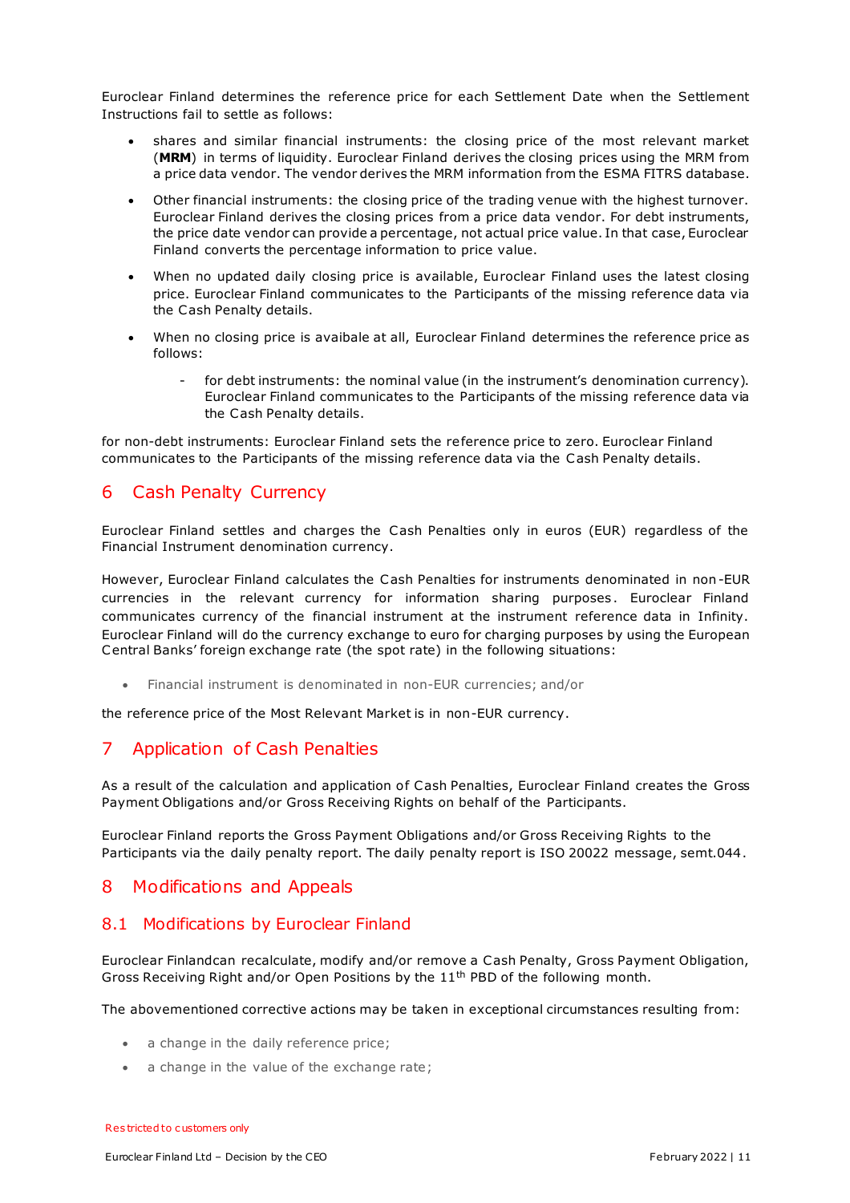Euroclear Finland determines the reference price for each Settlement Date when the Settlement Instructions fail to settle as follows:

- shares and similar financial instruments: the closing price of the most relevant market (**MRM**) in terms of liquidity. Euroclear Finland derives the closing prices using the MRM from a price data vendor. The vendor derives the MRM information from the ESMA FITRS database.
- Other financial instruments: the closing price of the trading venue with the highest turnover. Euroclear Finland derives the closing prices from a price data vendor. For debt instruments, the price date vendor can provide a percentage, not actual price value. In that case, Euroclear Finland converts the percentage information to price value.
- When no updated daily closing price is available, Euroclear Finland uses the latest closing price. Euroclear Finland communicates to the Participants of the missing reference data via the Cash Penalty details.
- When no closing price is avaibale at all, Euroclear Finland determines the reference price as follows:
    - for debt instruments: the nominal value (in the instrument's denomination currency). Euroclear Finland communicates to the Participants of the missing reference data via the Cash Penalty details.

for non-debt instruments: Euroclear Finland sets the reference price to zero. Euroclear Finland communicates to the Participants of the missing reference data via the Cash Penalty details.

# 6 Cash Penalty Currency

Euroclear Finland settles and charges the Cash Penalties only in euros (EUR) regardless of the Financial Instrument denomination currency.

However, Euroclear Finland calculates the Cash Penalties for instruments denominated in non-EUR currencies in the relevant currency for information sharing purposes. Euroclear Finland communicates currency of the financial instrument at the instrument reference data in Infinity. Euroclear Finland will do the currency exchange to euro for charging purposes by using the European Central Banks' foreign exchange rate (the spot rate) in the following situations:

- Financial instrument is denominated in non-EUR currencies; and/or

the reference price of the Most Relevant Market is in non-EUR currency.

# 7 Application of Cash Penalties

As a result of the calculation and application of Cash Penalties, Euroclear Finland creates the Gross Payment Obligations and/or Gross Receiving Rights on behalf of the Participants.

Euroclear Finland reports the Gross Payment Obligations and/or Gross Receiving Rights to the Participants via the daily penalty report. The daily penalty report is ISO 20022 message, semt.044.

# 8 Modifications and Appeals

## 8.1 Modifications by Euroclear Finland

Euroclear Finlandcan recalculate, modify and/or remove a Cash Penalty, Gross Payment Obligation, Gross Receiving Right and/or Open Positions by the 11th PBD of the following month.

The abovementioned corrective actions may be taken in exceptional circumstances resulting from:

- a change in the daily reference price;
- a change in the value of the exchange rate;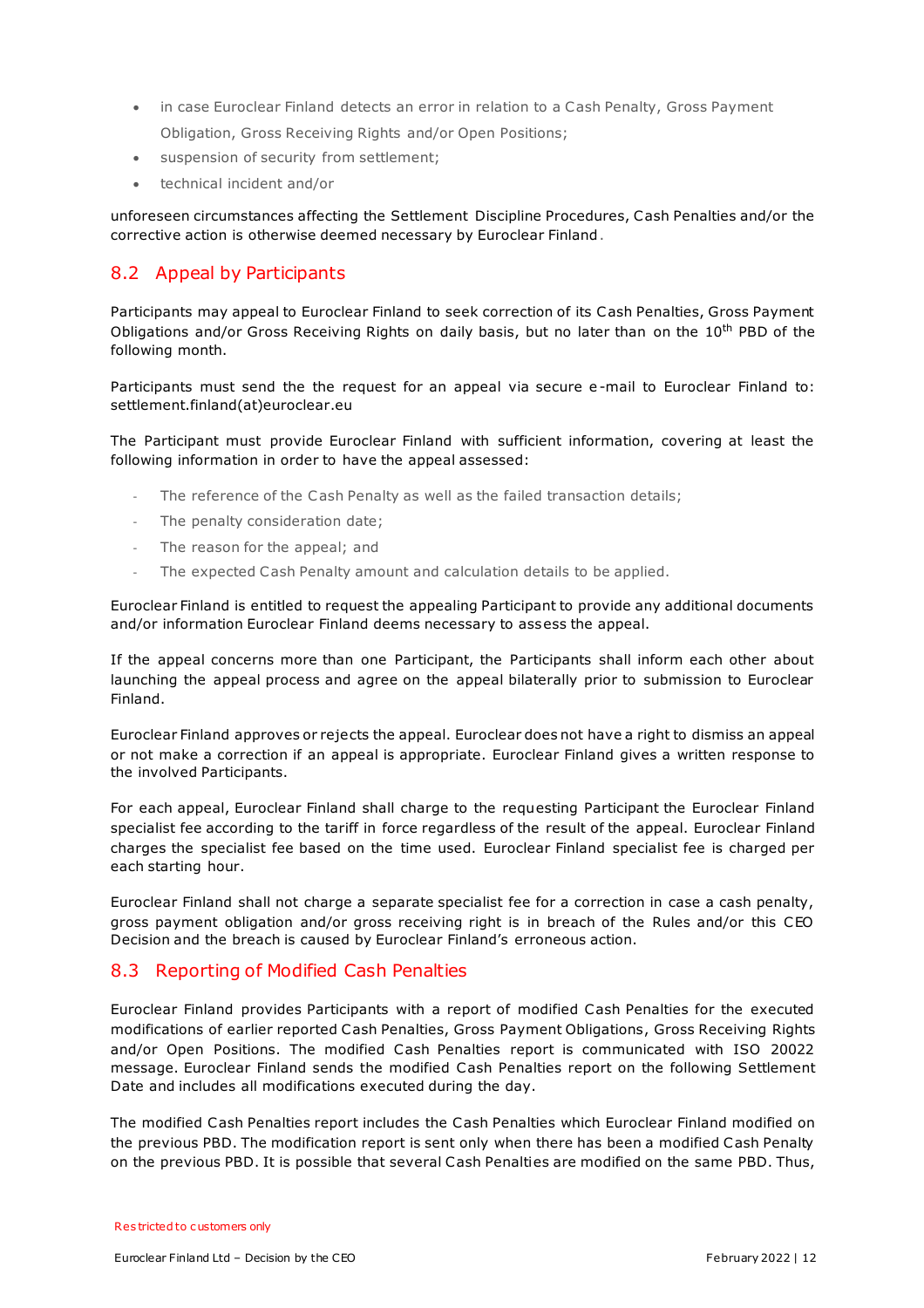- in case Euroclear Finland detects an error in relation to a Cash Penalty, Gross Payment Obligation, Gross Receiving Rights and/or Open Positions;
- suspension of security from settlement;
- technical incident and/or

unforeseen circumstances affecting the Settlement Discipline Procedures, Cash Penalties and/or the corrective action is otherwise deemed necessary by Euroclear Finland.

## 8.2 Appeal by Participants

Participants may appeal to Euroclear Finland to seek correction of its Cash Penalties, Gross Payment Obligations and/or Gross Receiving Rights on daily basis, but no later than on the 10th PBD of the following month.

Participants must send the the request for an appeal via secure e-mail to Euroclear Finland to: settlement.finland(at)euroclear.eu

The Participant must provide Euroclear Finland with sufficient information, covering at least the following information in order to have the appeal assessed:

- The reference of the Cash Penalty as well as the failed transaction details;
- The penalty consideration date;
- The reason for the appeal; and
- The expected Cash Penalty amount and calculation details to be applied.

Euroclear Finland is entitled to request the appealing Participant to provide any additional documents and/or information Euroclear Finland deems necessary to assess the appeal.

If the appeal concerns more than one Participant, the Participants shall inform each other about launching the appeal process and agree on the appeal bilaterally prior to submission to Euroclear Finland.

Euroclear Finland approves or rejects the appeal. Euroclear does not have a right to dismiss an appeal or not make a correction if an appeal is appropriate. Euroclear Finland gives a written response to the involved Participants.

For each appeal, Euroclear Finland shall charge to the requesting Participant the Euroclear Finland specialist fee according to the tariff in force regardless of the result of the appeal. Euroclear Finland charges the specialist fee based on the time used. Euroclear Finland specialist fee is charged per each starting hour.

Euroclear Finland shall not charge a separate specialist fee for a correction in case a cash penalty, gross payment obligation and/or gross receiving right is in breach of the Rules and/or this CEO Decision and the breach is caused by Euroclear Finland's erroneous action.

## 8.3 Reporting of Modified Cash Penalties

Euroclear Finland provides Participants with a report of modified Cash Penalties for the executed modifications of earlier reported Cash Penalties, Gross Payment Obligations, Gross Receiving Rights and/or Open Positions. The modified Cash Penalties report is communicated with ISO 20022 message. Euroclear Finland sends the modified Cash Penalties report on the following Settlement Date and includes all modifications executed during the day.

The modified Cash Penalties report includes the Cash Penalties which Euroclear Finland modified on the previous PBD. The modification report is sent only when there has been a modified Cash Penalty on the previous PBD. It is possible that several Cash Penalties are modified on the same PBD. Thus,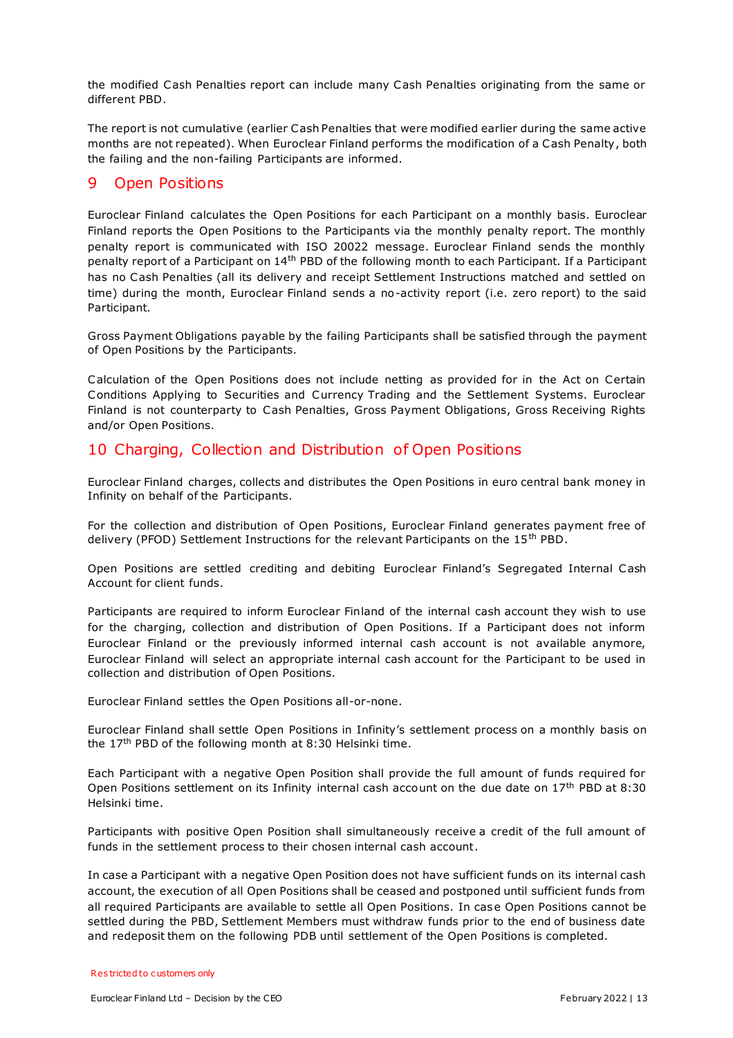the modified Cash Penalties report can include many Cash Penalties originating from the same or different PBD.

The report is not cumulative (earlier Cash Penalties that were modified earlier during the same active months are not repeated). When Euroclear Finland performs the modification of a Cash Penalty, both the failing and the non-failing Participants are informed.

# 9 Open Positions

Euroclear Finland calculates the Open Positions for each Participant on a monthly basis. Euroclear Finland reports the Open Positions to the Participants via the monthly penalty report. The monthly penalty report is communicated with ISO 20022 message. Euroclear Finland sends the monthly penalty report of a Participant on 14th PBD of the following month to each Participant. If a Participant has no Cash Penalties (all its delivery and receipt Settlement Instructions matched and settled on time) during the month, Euroclear Finland sends a no-activity report (i.e. zero report) to the said Participant.

Gross Payment Obligations payable by the failing Participants shall be satisfied through the payment of Open Positions by the Participants.

Calculation of the Open Positions does not include netting as provided for in the Act on Certain Conditions Applying to Securities and Currency Trading and the Settlement Systems. Euroclear Finland is not counterparty to Cash Penalties, Gross Payment Obligations, Gross Receiving Rights and/or Open Positions.

# 10 Charging, Collection and Distribution of Open Positions

Euroclear Finland charges, collects and distributes the Open Positions in euro central bank money in Infinity on behalf of the Participants.

For the collection and distribution of Open Positions, Euroclear Finland generates payment free of delivery (PFOD) Settlement Instructions for the relevant Participants on the 15th PBD.

Open Positions are settled crediting and debiting Euroclear Finland's Segregated Internal Cash Account for client funds.

Participants are required to inform Euroclear Finland of the internal cash account they wish to use for the charging, collection and distribution of Open Positions. If a Participant does not inform Euroclear Finland or the previously informed internal cash account is not available anymore, Euroclear Finland will select an appropriate internal cash account for the Participant to be used in collection and distribution of Open Positions.

Euroclear Finland settles the Open Positions all-or-none.

Euroclear Finland shall settle Open Positions in Infinity's settlement process on a monthly basis on the 17th PBD of the following month at 8:30 Helsinki time.

Each Participant with a negative Open Position shall provide the full amount of funds required for Open Positions settlement on its Infinity internal cash account on the due date on 17th PBD at 8:30 Helsinki time.

Participants with positive Open Position shall simultaneously receive a credit of the full amount of funds in the settlement process to their chosen internal cash account.

In case a Participant with a negative Open Position does not have sufficient funds on its internal cash account, the execution of all Open Positions shall be ceased and postponed until sufficient funds from all required Participants are available to settle all Open Positions. In case Open Positions cannot be settled during the PBD, Settlement Members must withdraw funds prior to the end of business date and redeposit them on the following PDB until settlement of the Open Positions is completed.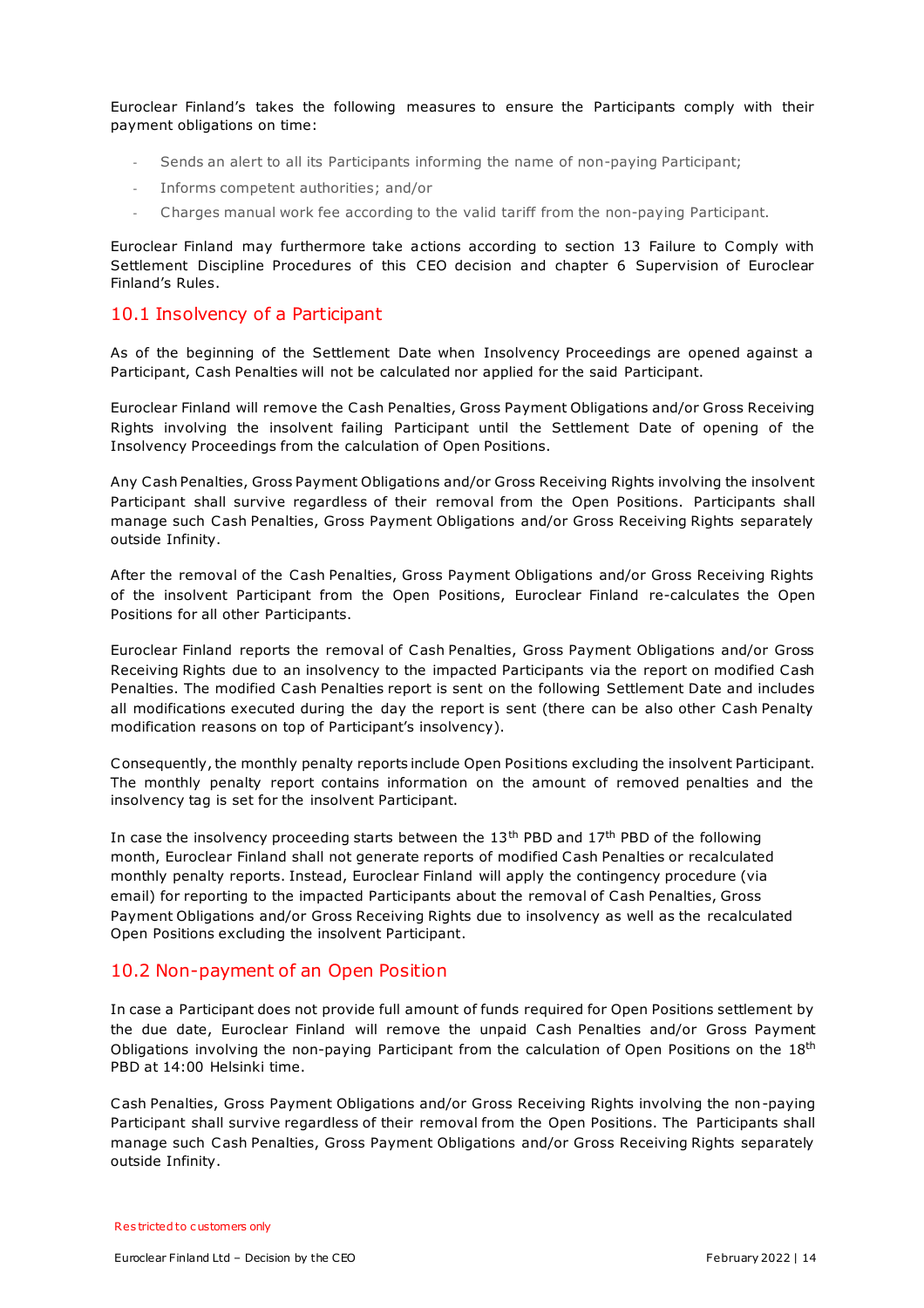Euroclear Finland's takes the following measures to ensure the Participants comply with their payment obligations on time:

- Sends an alert to all its Participants informing the name of non-paying Participant;
- Informs competent authorities; and/or
- Charges manual work fee according to the valid tariff from the non-paying Participant.

Euroclear Finland may furthermore take actions according to section 13 Failure to Comply with Settlement Discipline Procedures of this CEO decision and chapter 6 Supervision of Euroclear Finland's Rules.

## 10.1 Insolvency of a Participant

As of the beginning of the Settlement Date when Insolvency Proceedings are opened against a Participant, Cash Penalties will not be calculated nor applied for the said Participant.

Euroclear Finland will remove the Cash Penalties, Gross Payment Obligations and/or Gross Receiving Rights involving the insolvent failing Participant until the Settlement Date of opening of the Insolvency Proceedings from the calculation of Open Positions.

Any Cash Penalties, Gross Payment Obligations and/or Gross Receiving Rights involving the insolvent Participant shall survive regardless of their removal from the Open Positions. Participants shall manage such Cash Penalties, Gross Payment Obligations and/or Gross Receiving Rights separately outside Infinity.

After the removal of the Cash Penalties, Gross Payment Obligations and/or Gross Receiving Rights of the insolvent Participant from the Open Positions, Euroclear Finland re-calculates the Open Positions for all other Participants.

Euroclear Finland reports the removal of Cash Penalties, Gross Payment Obligations and/or Gross Receiving Rights due to an insolvency to the impacted Participants via the report on modified Cash Penalties. The modified Cash Penalties report is sent on the following Settlement Date and includes all modifications executed during the day the report is sent (there can be also other Cash Penalty modification reasons on top of Participant's insolvency).

Consequently, the monthly penalty reports include Open Positions excluding the insolvent Participant. The monthly penalty report contains information on the amount of removed penalties and the insolvency tag is set for the insolvent Participant.

In case the insolvency proceeding starts between the 13th PBD and 17th PBD of the following month, Euroclear Finland shall not generate reports of modified Cash Penalties or recalculated monthly penalty reports. Instead, Euroclear Finland will apply the contingency procedure (via email) for reporting to the impacted Participants about the removal of Cash Penalties, Gross Payment Obligations and/or Gross Receiving Rights due to insolvency as well as the recalculated Open Positions excluding the insolvent Participant.

## 10.2 Non-payment of an Open Position

In case a Participant does not provide full amount of funds required for Open Positions settlement by the due date, Euroclear Finland will remove the unpaid Cash Penalties and/or Gross Payment Obligations involving the non-paying Participant from the calculation of Open Positions on the 18th PBD at 14:00 Helsinki time.

Cash Penalties, Gross Payment Obligations and/or Gross Receiving Rights involving the non-paying Participant shall survive regardless of their removal from the Open Positions. The Participants shall manage such Cash Penalties, Gross Payment Obligations and/or Gross Receiving Rights separately outside Infinity.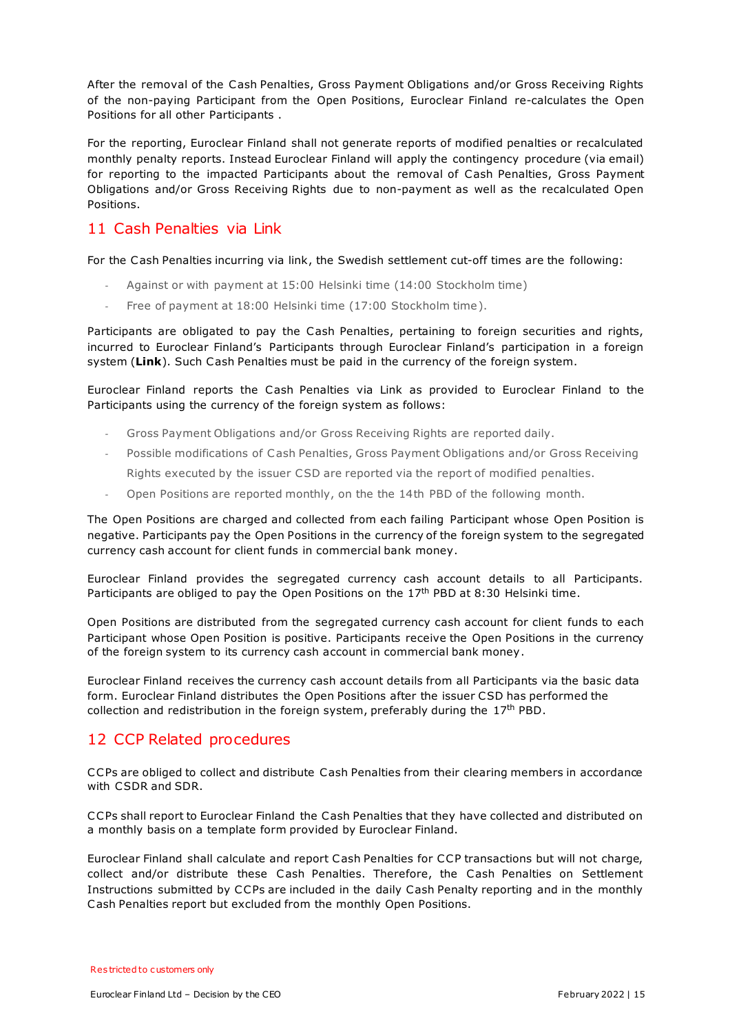After the removal of the Cash Penalties, Gross Payment Obligations and/or Gross Receiving Rights of the non-paying Participant from the Open Positions, Euroclear Finland re-calculates the Open Positions for all other Participants .

For the reporting, Euroclear Finland shall not generate reports of modified penalties or recalculated monthly penalty reports. Instead Euroclear Finland will apply the contingency procedure (via email) for reporting to the impacted Participants about the removal of Cash Penalties, Gross Payment Obligations and/or Gross Receiving Rights due to non-payment as well as the recalculated Open Positions.

## 11 Cash Penalties via Link

For the Cash Penalties incurring via link, the Swedish settlement cut-off times are the following:

- Against or with payment at 15:00 Helsinki time (14:00 Stockholm time)
- Free of payment at 18:00 Helsinki time (17:00 Stockholm time).

Participants are obligated to pay the Cash Penalties, pertaining to foreign securities and rights, incurred to Euroclear Finland's Participants through Euroclear Finland's participation in a foreign system (**Link**). Such Cash Penalties must be paid in the currency of the foreign system.

Euroclear Finland reports the Cash Penalties via Link as provided to Euroclear Finland to the Participants using the currency of the foreign system as follows:

- Gross Payment Obligations and/or Gross Receiving Rights are reported daily.
- Possible modifications of Cash Penalties, Gross Payment Obligations and/or Gross Receiving Rights executed by the issuer CSD are reported via the report of modified penalties.
- Open Positions are reported monthly, on the the 14th PBD of the following month.

The Open Positions are charged and collected from each failing Participant whose Open Position is negative. Participants pay the Open Positions in the currency of the foreign system to the segregated currency cash account for client funds in commercial bank money.

Euroclear Finland provides the segregated currency cash account details to all Participants. Participants are obliged to pay the Open Positions on the 17th PBD at 8:30 Helsinki time.

Open Positions are distributed from the segregated currency cash account for client funds to each Participant whose Open Position is positive. Participants receive the Open Positions in the currency of the foreign system to its currency cash account in commercial bank money.

Euroclear Finland receives the currency cash account details from all Participants via the basic data form. Euroclear Finland distributes the Open Positions after the issuer CSD has performed the collection and redistribution in the foreign system, preferably during the 17th PBD.

## 12 CCP Related procedures

CCPs are obliged to collect and distribute Cash Penalties from their clearing members in accordance with CSDR and SDR.

CCPs shall report to Euroclear Finland the Cash Penalties that they have collected and distributed on a monthly basis on a template form provided by Euroclear Finland.

Euroclear Finland shall calculate and report Cash Penalties for CCP transactions but will not charge, collect and/or distribute these Cash Penalties. Therefore, the Cash Penalties on Settlement Instructions submitted by CCPs are included in the daily Cash Penalty reporting and in the monthly Cash Penalties report but excluded from the monthly Open Positions.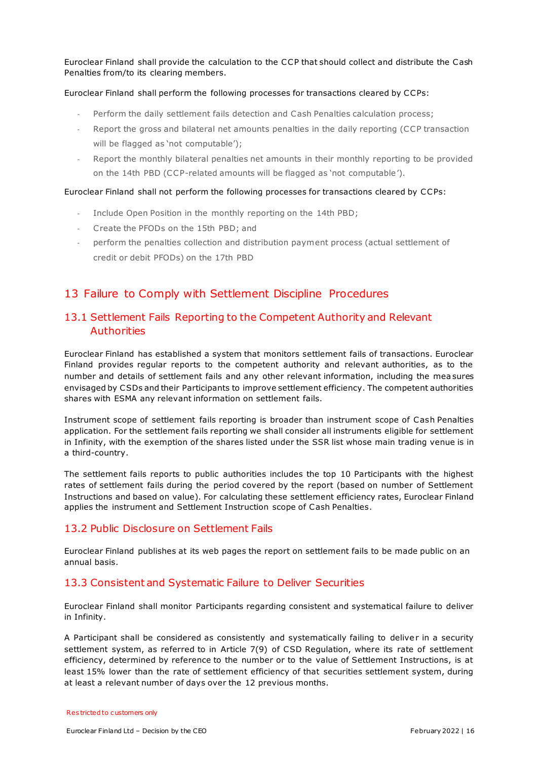Euroclear Finland shall provide the calculation to the CCP that should collect and distribute the Cash Penalties from/to its clearing members.

Euroclear Finland shall perform the following processes for transactions cleared by CCPs:

- Perform the daily settlement fails detection and Cash Penalties calculation process;
- Report the gross and bilateral net amounts penalties in the daily reporting (CCP transaction will be flagged as 'not computable');
- Report the monthly bilateral penalties net amounts in their monthly reporting to be provided on the 14th PBD (CCP-related amounts will be flagged as 'not computable').

Euroclear Finland shall not perform the following processes for transactions cleared by CCPs:

- Include Open Position in the monthly reporting on the 14th PBD;
- Create the PFODs on the 15th PBD; and
- perform the penalties collection and distribution payment process (actual settlement of credit or debit PFODs) on the 17th PBD

# 13 Failure to Comply with Settlement Discipline Procedures

## 13.1 Settlement Fails Reporting to the Competent Authority and Relevant Authorities

Euroclear Finland has established a system that monitors settlement fails of transactions. Euroclear Finland provides regular reports to the competent authority and relevant authorities, as to the number and details of settlement fails and any other relevant information, including the measures envisaged by CSDs and their Participants to improve settlement efficiency. The competent authorities shares with ESMA any relevant information on settlement fails.

Instrument scope of settlement fails reporting is broader than instrument scope of Cash Penalties application. For the settlement fails reporting we shall consider all instruments eligible for settlement in Infinity, with the exemption of the shares listed under the SSR list whose main trading venue is in a third-country.

The settlement fails reports to public authorities includes the top 10 Participants with the highest rates of settlement fails during the period covered by the report (based on number of Settlement Instructions and based on value). For calculating these settlement efficiency rates, Euroclear Finland applies the instrument and Settlement Instruction scope of Cash Penalties.

## 13.2 Public Disclosure on Settlement Fails

Euroclear Finland publishes at its web pages the report on settlement fails to be made public on an annual basis.

## 13.3 Consistent and Systematic Failure to Deliver Securities

Euroclear Finland shall monitor Participants regarding consistent and systematical failure to deliver in Infinity.

A Participant shall be considered as consistently and systematically failing to deliver in a security settlement system, as referred to in Article 7(9) of CSD Regulation, where its rate of settlement efficiency, determined by reference to the number or to the value of Settlement Instructions, is at least 15% lower than the rate of settlement efficiency of that securities settlement system, during at least a relevant number of days over the 12 previous months.

Restricted to customers only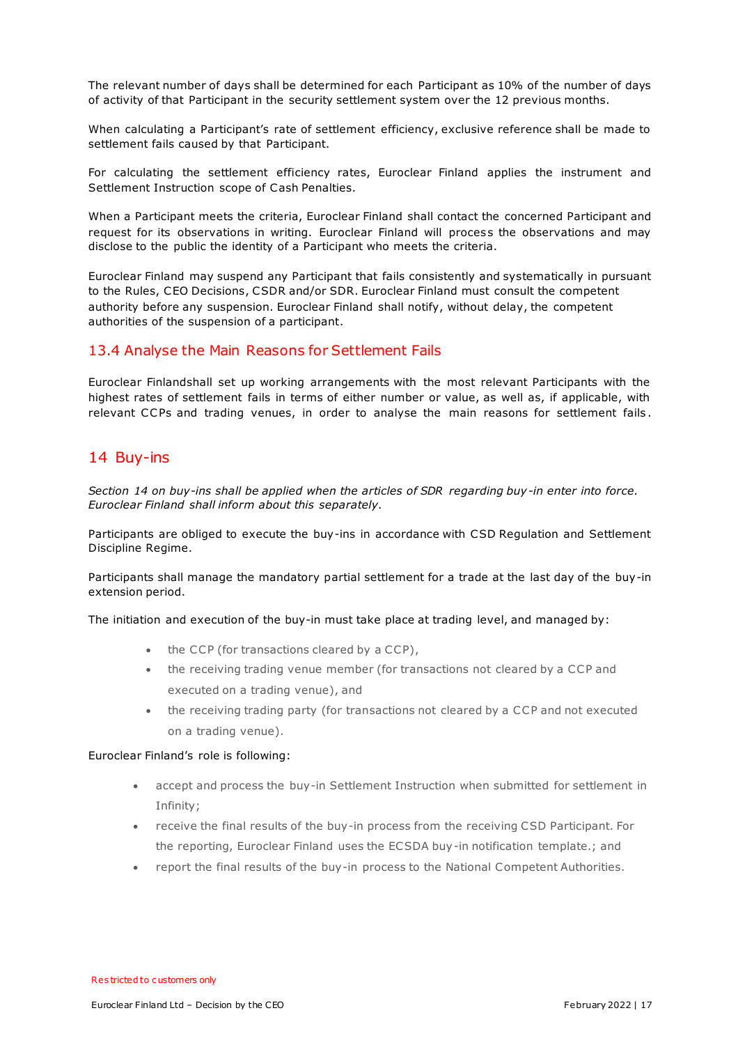The relevant number of days shall be determined for each Participant as 10% of the number of days of activity of that Participant in the security settlement system over the 12 previous months.

When calculating a Participant's rate of settlement efficiency, exclusive reference shall be made to settlement fails caused by that Participant.

For calculating the settlement efficiency rates, Euroclear Finland applies the instrument and Settlement Instruction scope of Cash Penalties.

When a Participant meets the criteria, Euroclear Finland shall contact the concerned Participant and request for its observations in writing. Euroclear Finland will process the observations and may disclose to the public the identity of a Participant who meets the criteria.

Euroclear Finland may suspend any Participant that fails consistently and systematically in pursuant to the Rules, CEO Decisions, CSDR and/or SDR. Euroclear Finland must consult the competent authority before any suspension. Euroclear Finland shall notify, without delay, the competent authorities of the suspension of a participant.

## 13.4 Analyse the Main Reasons for Settlement Fails

Euroclear Finlandshall set up working arrangements with the most relevant Participants with the highest rates of settlement fails in terms of either number or value, as well as, if applicable, with relevant CCPs and trading venues, in order to analyse the main reasons for settlement fails.

# 14 Buy-ins

*Section 14 on buy-ins shall be applied when the articles of SDR regarding buy-in enter into force. Euroclear Finland shall inform about this separately.*

Participants are obliged to execute the buy-ins in accordance with CSD Regulation and Settlement Discipline Regime.

Participants shall manage the mandatory partial settlement for a trade at the last day of the buy-in extension period.

The initiation and execution of the buy-in must take place at trading level, and managed by:

- the CCP (for transactions cleared by a CCP),
- the receiving trading venue member (for transactions not cleared by a CCP and executed on a trading venue), and
- the receiving trading party (for transactions not cleared by a CCP and not executed on a trading venue).

Euroclear Finland's role is following:

- accept and process the buy-in Settlement Instruction when submitted for settlement in Infinity;
- receive the final results of the buy-in process from the receiving CSD Participant. For the reporting, Euroclear Finland uses the ECSDA buy-in notification template.; and
- report the final results of the buy-in process to the National Competent Authorities.

Restricted to customers only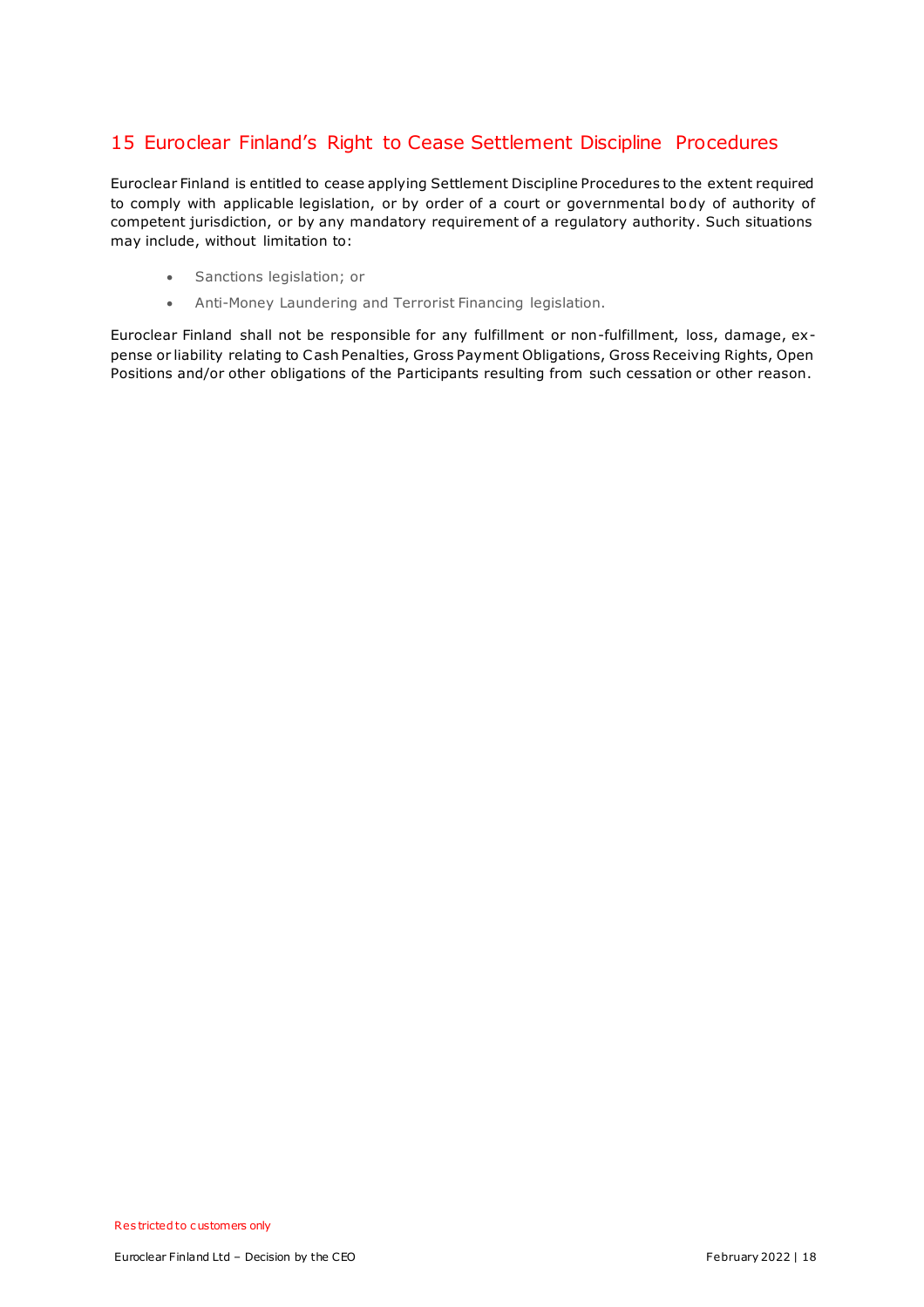## 15 Euroclear Finland's Right to Cease Settlement Discipline Procedures

Euroclear Finland is entitled to cease applying Settlement Discipline Procedures to the extent required to comply with applicable legislation, or by order of a court or governmental body of authority of competent jurisdiction, or by any mandatory requirement of a regulatory authority. Such situations may include, without limitation to:

- Sanctions legislation; or
- Anti-Money Laundering and Terrorist Financing legislation.

Euroclear Finland shall not be responsible for any fulfillment or non-fulfillment, loss, damage, expense or liability relating to Cash Penalties, Gross Payment Obligations, Gross Receiving Rights, Open Positions and/or other obligations of the Participants resulting from such cessation or other reason.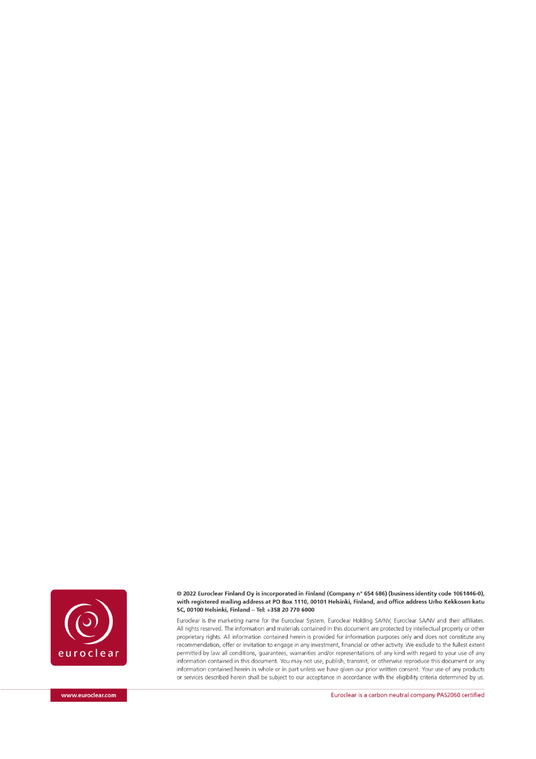euroclear

**© 2022 Euroclear Finland Oy is incorporated in Finland (Company n° 654 686) (business identity code 1061446-0), with registered mailing address at PO Box 1110, 00101 Helsinki, Finland, and office address Urho Kekkosen katu 5C, 00100 Helsinki, Finland – Tel: +358 20 770 6000**

Euroclear is the marketing name for the Euroclear System, Euroclear Holding SA/NV, Euroclear SA/NV and their affiliates. All rights reserved. The information and materials contained in this document are protected by intellectual property or other proprietary rights. All information contained herein is provided for information purposes only and does not constitute any recommendation, offer or invitation to engage in any investment, financial or other activity. We exclude to the fullest extent permitted by law all conditions, guarantees, warranties and/or representations of any kind with regard to your use of any information contained in this document. You may not use, publish, transmit, or otherwise reproduce this document or any information contained herein in whole or in part unless we have given our prior written consent. Your use of any products or services described herein shall be subject to our acceptance in accordance with the eligibility criteria determined by us.

www.euroclear.com

Euroclear is a carbon neutral company PAS2060 certified